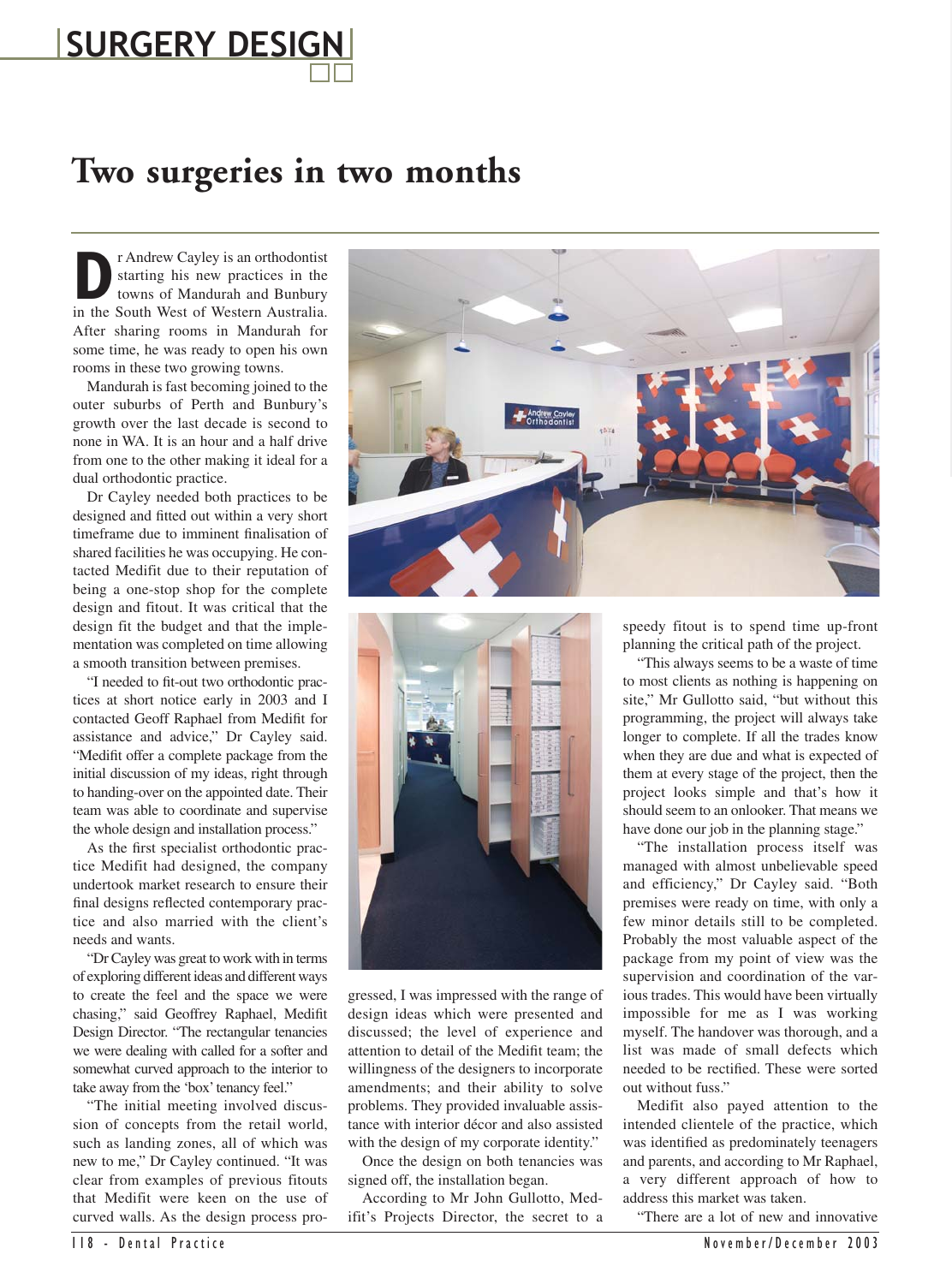# Two surgeries in two months

Dr Andrew Cayley is an orthodontist starting his new practices in the towns of Mandurah and Bunbury in the South West of Western Australia. After sharing rooms in Mandurah for some time, he was ready to open his own rooms in these two growing towns.

Mandurah is fast becoming joined to the outer suburbs of Perth and Bunbury's growth over the last decade is second to none in WA. It is an hour and a half drive from one to the other making it ideal for a dual orthodontic practice.

Dr Cayley needed both practices to be designed and fitted out within a very short timeframe due to imminent finalisation of shared facilities he was occupying. He contacted Medifit due to their reputation of being a one-stop shop for the complete design and fitout. It was critical that the design fit the budget and that the implementation was completed on time allowing a smooth transition between premises.

"I needed to fit-out two orthodontic practices at short notice early in 2003 and I contacted Geoff Raphael from Medifit for assistance and advice," Dr Cayley said. "Medifit offer a complete package from the initial discussion of my ideas, right through to handing-over on the appointed date. Their team was able to coordinate and supervise the whole design and installation process."

As the first specialist orthodontic practice Medifit had designed, the company undertook market research to ensure their final designs reflected contemporary practice and also married with the client's needs and wants.

"Dr Cayley was great to work with in terms of exploring different ideas and different ways to create the feel and the space we were chasing," said Geoffrey Raphael, Medifit Design Director. "The rectangular tenancies we were dealing with called for a softer and somewhat curved approach to the interior to take away from the 'box' tenancy feel."

"The initial meeting involved discussion of concepts from the retail world, such as landing zones, all of which was new to me," Dr Cayley continued. "It was clear from examples of previous fitouts that Medifit were keen on the use of curved walls. As the design process progressed, I was impressed with the range of design ideas which were presented and discussed; the level of experience and attention to detail of the Medifit team; the willingness of the designers to incorporate amendments; and their ability to solve problems. They provided invaluable assistance with interior décor and also assisted with the design of my corporate identity."

Once the design on both tenancies was signed off, the installation began.

According to Mr John Gullotto, Medifit's Projects Director, the secret to a speedy fitout is to spend time up-front planning the critical path of the project.

"This always seems to be a waste of time to most clients as nothing is happening on site," Mr Gullotto said, "but without this programming, the project will always take longer to complete. If all the trades know when they are due and what is expected of them at every stage of the project, then the project looks simple and that's how it should seem to an onlooker. That means we have done our job in the planning stage."

"The installation process itself was managed with almost unbelievable speed and efficiency," Dr Cayley said. "Both premises were ready on time, with only a few minor details still to be completed. Probably the most valuable aspect of the package from my point of view was the supervision and coordination of the various trades. This would have been virtually impossible for me as I was working myself. The handover was thorough, and a list was made of small defects which needed to be rectified. These were sorted out without fuss."

Medifit also payed attention to the intended clientele of the practice, which was identified as predominately teenagers and parents, and according to Mr Raphael, a very different approach of how to address this market was taken.

"There are a lot of new and innovative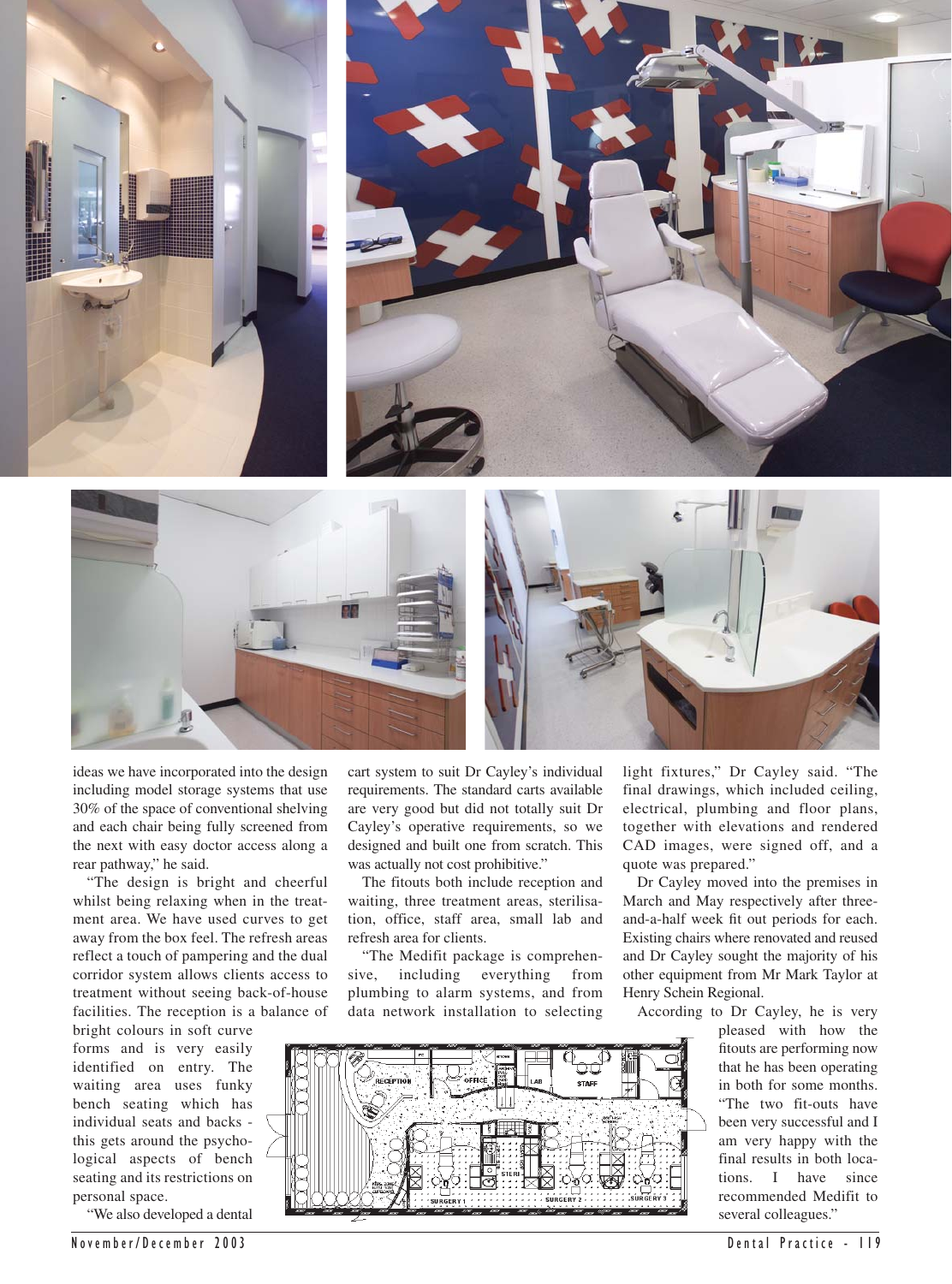ideas we have incorporated into the design including model storage systems that use 30% of the space of conventional shelving and each chair being fully screened from the next with easy doctor access along a rear pathway," he said.

"The design is bright and cheerful whilst being relaxing when in the treatment area. We have used curves to get away from the box feel. The refresh areas reflect a touch of pampering and the dual corridor system allows clients access to treatment without seeing back-of-house facilities. The reception is a balance of bright colours in soft curve forms and is very easily identified on entry. The waiting area uses funky bench seating which has individual seats and backs - this gets around the psychological aspects of bench seating and its restrictions on personal space.

"We also developed a dental cart system to suit Dr Cayley's individual requirements. The standard carts available are very good but did not totally suit Dr Cayley's operative requirements, so we designed and built one from scratch. This was actually not cost prohibitive."

The fitouts both include reception and waiting, three treatment areas, sterilisation, office, staff area, small lab and refresh area for clients.

"The Medifit package is comprehensive, including everything from plumbing to alarm systems, and from data network installation to selecting light fixtures," Dr Cayley said. "The final drawings, which included ceiling, electrical, plumbing and floor plans, together with elevations and rendered CAD images, were signed off, and a quote was prepared."

Dr Cayley moved into the premises in March and May respectively after three-and-a-half week fit out periods for each. Existing chairs where renovated and reused and Dr Cayley sought the majority of his other equipment from Mr Mark Taylor at Henry Schein Regional.

According to Dr Cayley, he is very pleased with how the fitouts are performing now that he has been operating in both for some months. "The two fit-outs have been very successful and I am very happy with the final results in both locations. I have since recommended Medifit to several colleagues."